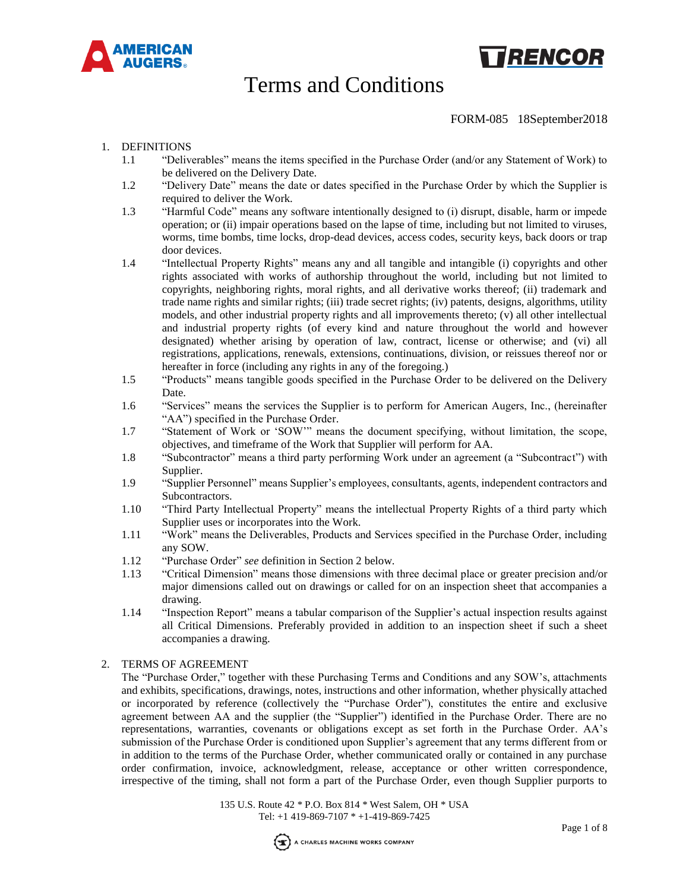# Terms and Conditions

FORM-085 18September2018

1. DEFINITIONS
   - 1.1 "Deliverables" means the items specified in the Purchase Order (and/or any Statement of Work) to be delivered on the Delivery Date.
   - 1.2 "Delivery Date" means the date or dates specified in the Purchase Order by which the Supplier is required to deliver the Work.
   - 1.3 "Harmful Code" means any software intentionally designed to (i) disrupt, disable, harm or impede operation; or (ii) impair operations based on the lapse of time, including but not limited to viruses, worms, time bombs, time locks, drop-dead devices, access codes, security keys, back doors or trap door devices.
   - 1.4 "Intellectual Property Rights" means any and all tangible and intangible (i) copyrights and other rights associated with works of authorship throughout the world, including but not limited to copyrights, neighboring rights, moral rights, and all derivative works thereof; (ii) trademark and trade name rights and similar rights; (iii) trade secret rights; (iv) patents, designs, algorithms, utility models, and other industrial property rights and all improvements thereto; (v) all other intellectual and industrial property rights (of every kind and nature throughout the world and however designated) whether arising by operation of law, contract, license or otherwise; and (vi) all registrations, applications, renewals, extensions, continuations, division, or reissues thereof nor or hereafter in force (including any rights in any of the foregoing.)
   - 1.5 "Products" means tangible goods specified in the Purchase Order to be delivered on the Delivery Date.
   - 1.6 "Services" means the services the Supplier is to perform for American Augers, Inc., (hereinafter "AA") specified in the Purchase Order.
   - 1.7 "Statement of Work or 'SOW'" means the document specifying, without limitation, the scope, objectives, and timeframe of the Work that Supplier will perform for AA.
   - 1.8 "Subcontractor" means a third party performing Work under an agreement (a "Subcontract") with Supplier.
   - 1.9 "Supplier Personnel" means Supplier's employees, consultants, agents, independent contractors and Subcontractors.
   - 1.10 "Third Party Intellectual Property" means the intellectual Property Rights of a third party which Supplier uses or incorporates into the Work.
   - 1.11 "Work" means the Deliverables, Products and Services specified in the Purchase Order, including any SOW.
   - 1.12 "Purchase Order" *see* definition in Section 2 below.
   - 1.13 "Critical Dimension" means those dimensions with three decimal place or greater precision and/or major dimensions called out on drawings or called for on an inspection sheet that accompanies a drawing.
   - 1.14 "Inspection Report" means a tabular comparison of the Supplier's actual inspection results against all Critical Dimensions. Preferably provided in addition to an inspection sheet if such a sheet accompanies a drawing.

2. TERMS OF AGREEMENT

   The "Purchase Order," together with these Purchasing Terms and Conditions and any SOW's, attachments and exhibits, specifications, drawings, notes, instructions and other information, whether physically attached or incorporated by reference (collectively the "Purchase Order"), constitutes the entire and exclusive agreement between AA and the supplier (the "Supplier") identified in the Purchase Order. There are no representations, warranties, covenants or obligations except as set forth in the Purchase Order. AA's submission of the Purchase Order is conditioned upon Supplier's agreement that any terms different from or in addition to the terms of the Purchase Order, whether communicated orally or contained in any purchase order confirmation, invoice, acknowledgment, release, acceptance or other written correspondence, irrespective of the timing, shall not form a part of the Purchase Order, even though Supplier purports to

135 U.S. Route 42 * P.O. Box 814 * West Salem, OH * USA
Tel: +1 419-869-7107 * +1-419-869-7425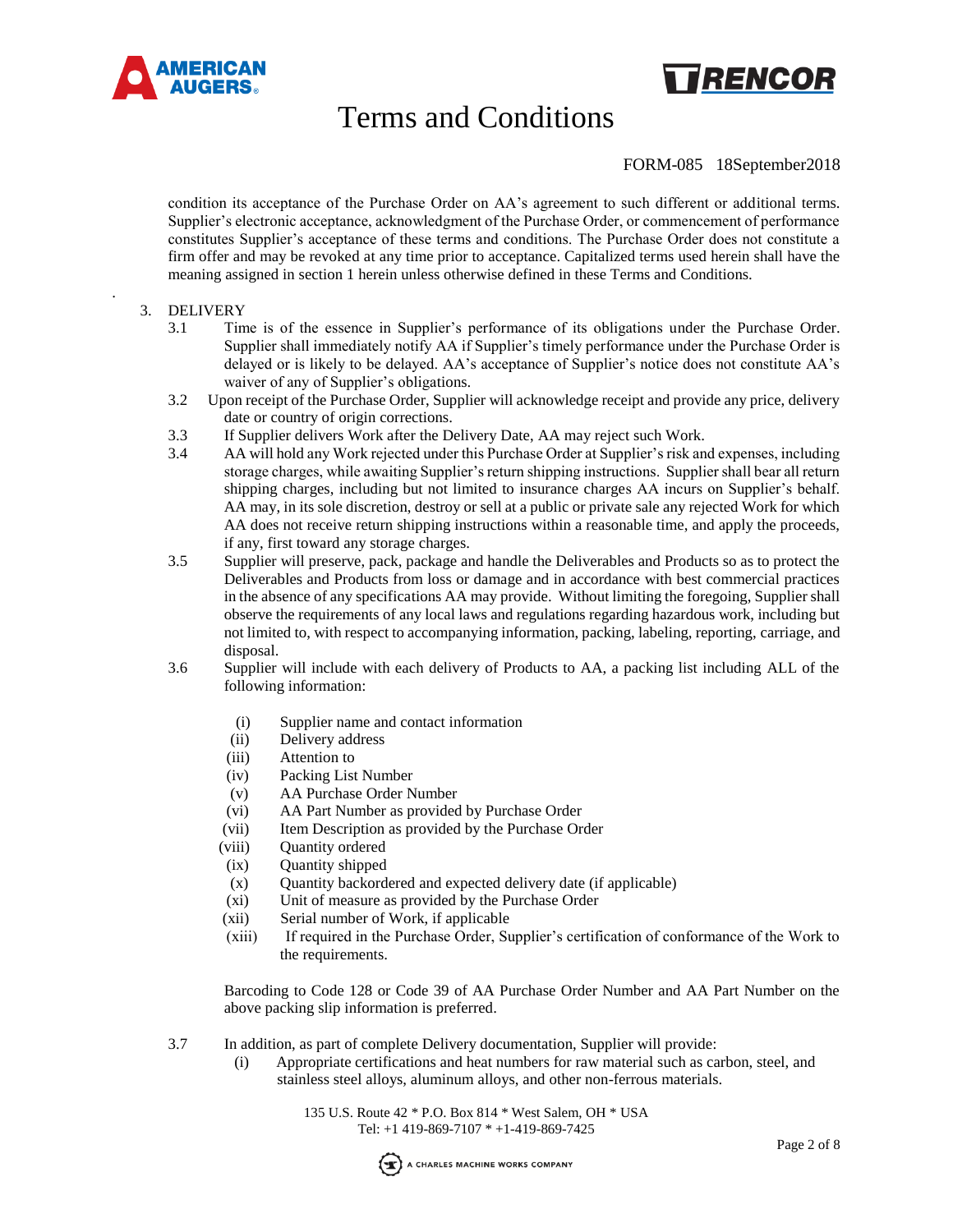condition its acceptance of the Purchase Order on AA's agreement to such different or additional terms. Supplier's electronic acceptance, acknowledgment of the Purchase Order, or commencement of performance constitutes Supplier's acceptance of these terms and conditions. The Purchase Order does not constitute a firm offer and may be revoked at any time prior to acceptance. Capitalized terms used herein shall have the meaning assigned in section 1 herein unless otherwise defined in these Terms and Conditions.

3. DELIVERY

3.1 Time is of the essence in Supplier's performance of its obligations under the Purchase Order. Supplier shall immediately notify AA if Supplier's timely performance under the Purchase Order is delayed or is likely to be delayed. AA's acceptance of Supplier's notice does not constitute AA's waiver of any of Supplier's obligations.

3.2 Upon receipt of the Purchase Order, Supplier will acknowledge receipt and provide any price, delivery date or country of origin corrections.

3.3 If Supplier delivers Work after the Delivery Date, AA may reject such Work.

3.4 AA will hold any Work rejected under this Purchase Order at Supplier's risk and expenses, including storage charges, while awaiting Supplier's return shipping instructions. Supplier shall bear all return shipping charges, including but not limited to insurance charges AA incurs on Supplier's behalf. AA may, in its sole discretion, destroy or sell at a public or private sale any rejected Work for which AA does not receive return shipping instructions within a reasonable time, and apply the proceeds, if any, first toward any storage charges.

3.5 Supplier will preserve, pack, package and handle the Deliverables and Products so as to protect the Deliverables and Products from loss or damage and in accordance with best commercial practices in the absence of any specifications AA may provide. Without limiting the foregoing, Supplier shall observe the requirements of any local laws and regulations regarding hazardous work, including but not limited to, with respect to accompanying information, packing, labeling, reporting, carriage, and disposal.

3.6 Supplier will include with each delivery of Products to AA, a packing list including ALL of the following information:

- (i) Supplier name and contact information
- (ii) Delivery address
- (iii) Attention to
- (iv) Packing List Number
- (v) AA Purchase Order Number
- (vi) AA Part Number as provided by Purchase Order
- (vii) Item Description as provided by the Purchase Order
- (viii) Quantity ordered
- (ix) Quantity shipped
- (x) Quantity backordered and expected delivery date (if applicable)
- (xi) Unit of measure as provided by the Purchase Order
- (xii) Serial number of Work, if applicable
- (xiii) If required in the Purchase Order, Supplier's certification of conformance of the Work to the requirements.

Barcoding to Code 128 or Code 39 of AA Purchase Order Number and AA Part Number on the above packing slip information is preferred.

3.7 In addition, as part of complete Delivery documentation, Supplier will provide:

- (i) Appropriate certifications and heat numbers for raw material such as carbon, steel, and stainless steel alloys, aluminum alloys, and other non-ferrous materials.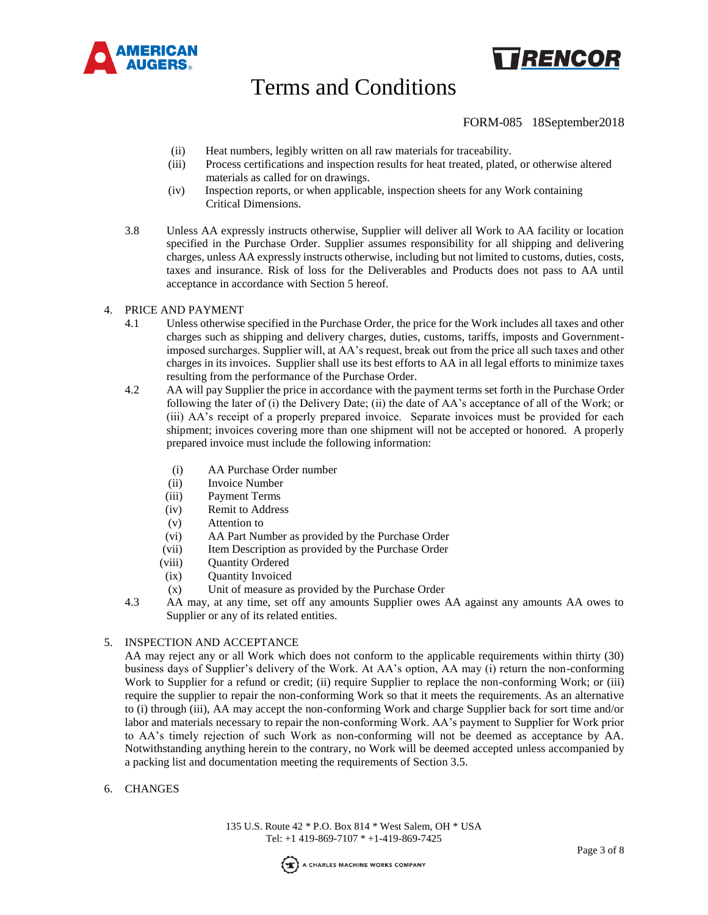(ii) Heat numbers, legibly written on all raw materials for traceability.

(iii) Process certifications and inspection results for heat treated, plated, or otherwise altered materials as called for on drawings.

(iv) Inspection reports, or when applicable, inspection sheets for any Work containing Critical Dimensions.

3.8 Unless AA expressly instructs otherwise, Supplier will deliver all Work to AA facility or location specified in the Purchase Order. Supplier assumes responsibility for all shipping and delivering charges, unless AA expressly instructs otherwise, including but not limited to customs, duties, costs, taxes and insurance. Risk of loss for the Deliverables and Products does not pass to AA until acceptance in accordance with Section 5 hereof.

## 4. PRICE AND PAYMENT

4.1 Unless otherwise specified in the Purchase Order, the price for the Work includes all taxes and other charges such as shipping and delivery charges, duties, customs, tariffs, imposts and Government-imposed surcharges. Supplier will, at AA's request, break out from the price all such taxes and other charges in its invoices. Supplier shall use its best efforts to AA in all legal efforts to minimize taxes resulting from the performance of the Purchase Order.

4.2 AA will pay Supplier the price in accordance with the payment terms set forth in the Purchase Order following the later of (i) the Delivery Date; (ii) the date of AA's acceptance of all of the Work; or (iii) AA's receipt of a properly prepared invoice. Separate invoices must be provided for each shipment; invoices covering more than one shipment will not be accepted or honored. A properly prepared invoice must include the following information:

(i) AA Purchase Order number
(ii) Invoice Number
(iii) Payment Terms
(iv) Remit to Address
(v) Attention to
(vi) AA Part Number as provided by the Purchase Order
(vii) Item Description as provided by the Purchase Order
(viii) Quantity Ordered
(ix) Quantity Invoiced
(x) Unit of measure as provided by the Purchase Order

4.3 AA may, at any time, set off any amounts Supplier owes AA against any amounts AA owes to Supplier or any of its related entities.

## 5. INSPECTION AND ACCEPTANCE

AA may reject any or all Work which does not conform to the applicable requirements within thirty (30) business days of Supplier's delivery of the Work. At AA's option, AA may (i) return the non-conforming Work to Supplier for a refund or credit; (ii) require Supplier to replace the non-conforming Work; or (iii) require the supplier to repair the non-conforming Work so that it meets the requirements. As an alternative to (i) through (iii), AA may accept the non-conforming Work and charge Supplier back for sort time and/or labor and materials necessary to repair the non-conforming Work. AA's payment to Supplier for Work prior to AA's timely rejection of such Work as non-conforming will not be deemed as acceptance by AA. Notwithstanding anything herein to the contrary, no Work will be deemed accepted unless accompanied by a packing list and documentation meeting the requirements of Section 3.5.

## 6. CHANGES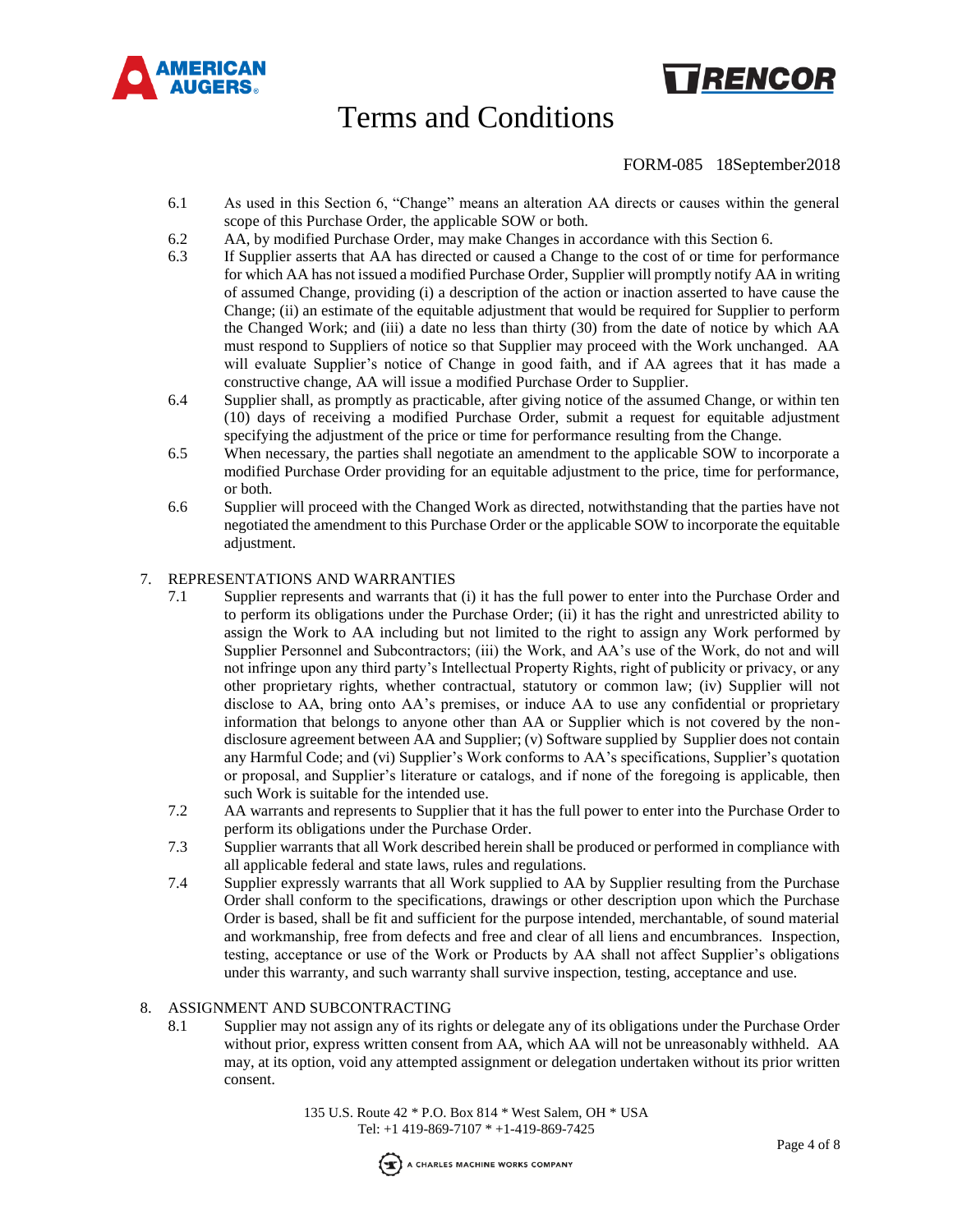6.1 As used in this Section 6, "Change" means an alteration AA directs or causes within the general scope of this Purchase Order, the applicable SOW or both.

6.2 AA, by modified Purchase Order, may make Changes in accordance with this Section 6.

6.3 If Supplier asserts that AA has directed or caused a Change to the cost of or time for performance for which AA has not issued a modified Purchase Order, Supplier will promptly notify AA in writing of assumed Change, providing (i) a description of the action or inaction asserted to have cause the Change; (ii) an estimate of the equitable adjustment that would be required for Supplier to perform the Changed Work; and (iii) a date no less than thirty (30) from the date of notice by which AA must respond to Suppliers of notice so that Supplier may proceed with the Work unchanged. AA will evaluate Supplier's notice of Change in good faith, and if AA agrees that it has made a constructive change, AA will issue a modified Purchase Order to Supplier.

6.4 Supplier shall, as promptly as practicable, after giving notice of the assumed Change, or within ten (10) days of receiving a modified Purchase Order, submit a request for equitable adjustment specifying the adjustment of the price or time for performance resulting from the Change.

6.5 When necessary, the parties shall negotiate an amendment to the applicable SOW to incorporate a modified Purchase Order providing for an equitable adjustment to the price, time for performance, or both.

6.6 Supplier will proceed with the Changed Work as directed, notwithstanding that the parties have not negotiated the amendment to this Purchase Order or the applicable SOW to incorporate the equitable adjustment.

## 7. REPRESENTATIONS AND WARRANTIES

7.1 Supplier represents and warrants that (i) it has the full power to enter into the Purchase Order and to perform its obligations under the Purchase Order; (ii) it has the right and unrestricted ability to assign the Work to AA including but not limited to the right to assign any Work performed by Supplier Personnel and Subcontractors; (iii) the Work, and AA's use of the Work, do not and will not infringe upon any third party's Intellectual Property Rights, right of publicity or privacy, or any other proprietary rights, whether contractual, statutory or common law; (iv) Supplier will not disclose to AA, bring onto AA's premises, or induce AA to use any confidential or proprietary information that belongs to anyone other than AA or Supplier which is not covered by the non-disclosure agreement between AA and Supplier; (v) Software supplied by Supplier does not contain any Harmful Code; and (vi) Supplier's Work conforms to AA's specifications, Supplier's quotation or proposal, and Supplier's literature or catalogs, and if none of the foregoing is applicable, then such Work is suitable for the intended use.

7.2 AA warrants and represents to Supplier that it has the full power to enter into the Purchase Order to perform its obligations under the Purchase Order.

7.3 Supplier warrants that all Work described herein shall be produced or performed in compliance with all applicable federal and state laws, rules and regulations.

7.4 Supplier expressly warrants that all Work supplied to AA by Supplier resulting from the Purchase Order shall conform to the specifications, drawings or other description upon which the Purchase Order is based, shall be fit and sufficient for the purpose intended, merchantable, of sound material and workmanship, free from defects and free and clear of all liens and encumbrances. Inspection, testing, acceptance or use of the Work or Products by AA shall not affect Supplier's obligations under this warranty, and such warranty shall survive inspection, testing, acceptance and use.

## 8. ASSIGNMENT AND SUBCONTRACTING

8.1 Supplier may not assign any of its rights or delegate any of its obligations under the Purchase Order without prior, express written consent from AA, which AA will not be unreasonably withheld. AA may, at its option, void any attempted assignment or delegation undertaken without its prior written consent.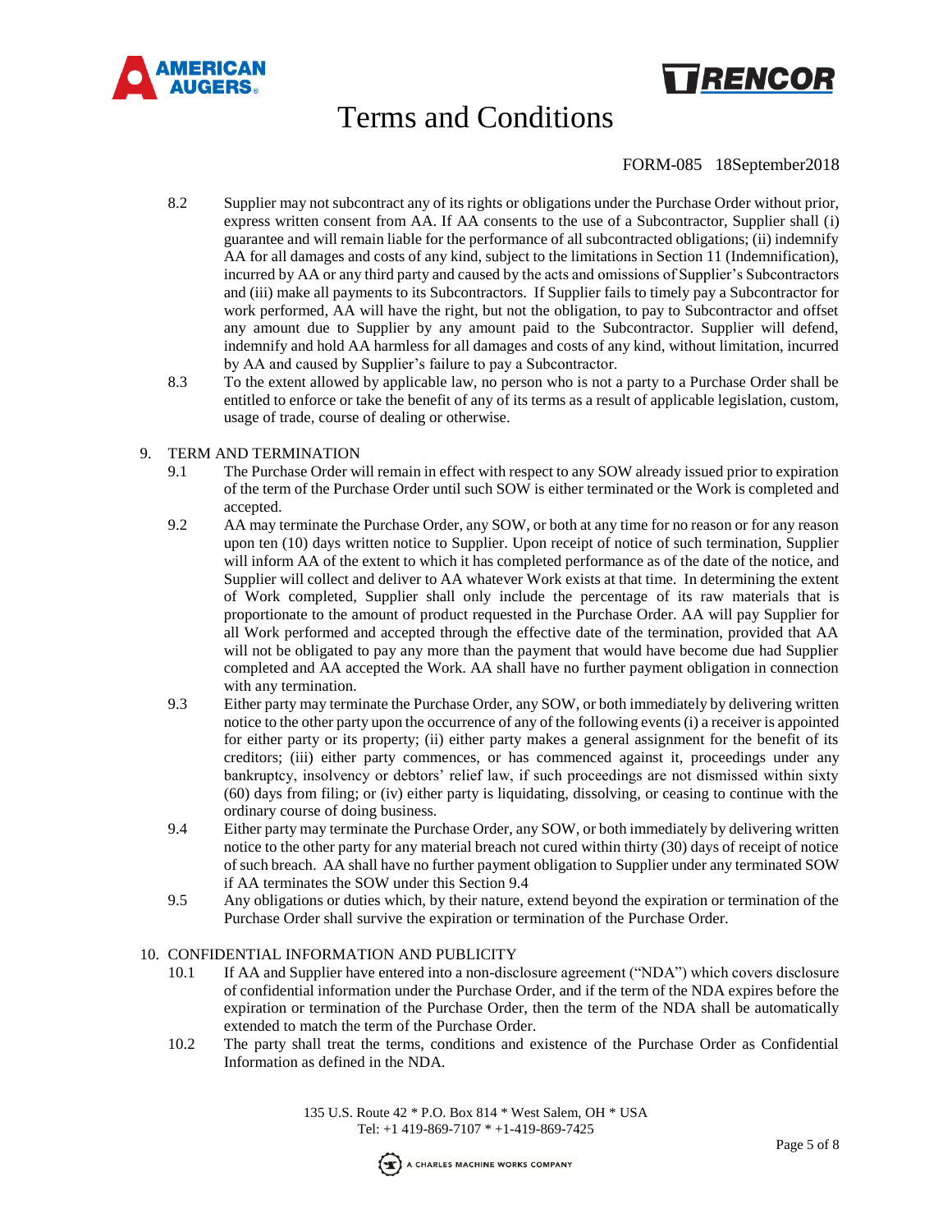8.2 Supplier may not subcontract any of its rights or obligations under the Purchase Order without prior, express written consent from AA. If AA consents to the use of a Subcontractor, Supplier shall (i) guarantee and will remain liable for the performance of all subcontracted obligations; (ii) indemnify AA for all damages and costs of any kind, subject to the limitations in Section 11 (Indemnification), incurred by AA or any third party and caused by the acts and omissions of Supplier's Subcontractors and (iii) make all payments to its Subcontractors. If Supplier fails to timely pay a Subcontractor for work performed, AA will have the right, but not the obligation, to pay to Subcontractor and offset any amount due to Supplier by any amount paid to the Subcontractor. Supplier will defend, indemnify and hold AA harmless for all damages and costs of any kind, without limitation, incurred by AA and caused by Supplier's failure to pay a Subcontractor.

8.3 To the extent allowed by applicable law, no person who is not a party to a Purchase Order shall be entitled to enforce or take the benefit of any of its terms as a result of applicable legislation, custom, usage of trade, course of dealing or otherwise.

## 9. TERM AND TERMINATION

9.1 The Purchase Order will remain in effect with respect to any SOW already issued prior to expiration of the term of the Purchase Order until such SOW is either terminated or the Work is completed and accepted.

9.2 AA may terminate the Purchase Order, any SOW, or both at any time for no reason or for any reason upon ten (10) days written notice to Supplier. Upon receipt of notice of such termination, Supplier will inform AA of the extent to which it has completed performance as of the date of the notice, and Supplier will collect and deliver to AA whatever Work exists at that time. In determining the extent of Work completed, Supplier shall only include the percentage of its raw materials that is proportionate to the amount of product requested in the Purchase Order. AA will pay Supplier for all Work performed and accepted through the effective date of the termination, provided that AA will not be obligated to pay any more than the payment that would have become due had Supplier completed and AA accepted the Work. AA shall have no further payment obligation in connection with any termination.

9.3 Either party may terminate the Purchase Order, any SOW, or both immediately by delivering written notice to the other party upon the occurrence of any of the following events (i) a receiver is appointed for either party or its property; (ii) either party makes a general assignment for the benefit of its creditors; (iii) either party commences, or has commenced against it, proceedings under any bankruptcy, insolvency or debtors' relief law, if such proceedings are not dismissed within sixty (60) days from filing; or (iv) either party is liquidating, dissolving, or ceasing to continue with the ordinary course of doing business.

9.4 Either party may terminate the Purchase Order, any SOW, or both immediately by delivering written notice to the other party for any material breach not cured within thirty (30) days of receipt of notice of such breach. AA shall have no further payment obligation to Supplier under any terminated SOW if AA terminates the SOW under this Section 9.4

9.5 Any obligations or duties which, by their nature, extend beyond the expiration or termination of the Purchase Order shall survive the expiration or termination of the Purchase Order.

## 10. CONFIDENTIAL INFORMATION AND PUBLICITY

10.1 If AA and Supplier have entered into a non-disclosure agreement ("NDA") which covers disclosure of confidential information under the Purchase Order, and if the term of the NDA expires before the expiration or termination of the Purchase Order, then the term of the NDA shall be automatically extended to match the term of the Purchase Order.

10.2 The party shall treat the terms, conditions and existence of the Purchase Order as Confidential Information as defined in the NDA.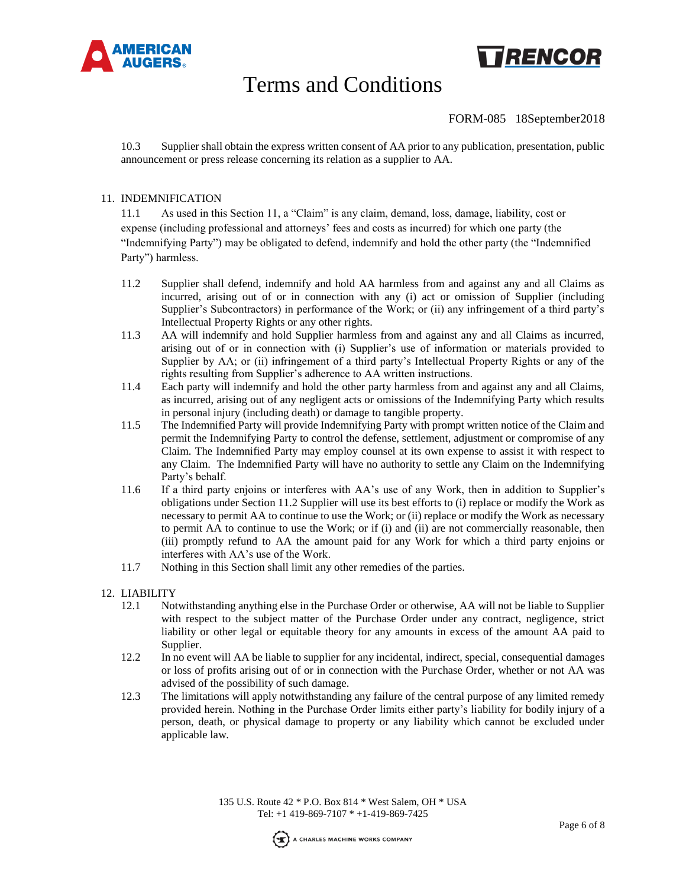10.3 Supplier shall obtain the express written consent of AA prior to any publication, presentation, public announcement or press release concerning its relation as a supplier to AA.

## 11. INDEMNIFICATION

11.1 As used in this Section 11, a "Claim" is any claim, demand, loss, damage, liability, cost or expense (including professional and attorneys' fees and costs as incurred) for which one party (the "Indemnifying Party") may be obligated to defend, indemnify and hold the other party (the "Indemnified Party") harmless.

11.2 Supplier shall defend, indemnify and hold AA harmless from and against any and all Claims as incurred, arising out of or in connection with any (i) act or omission of Supplier (including Supplier's Subcontractors) in performance of the Work; or (ii) any infringement of a third party's Intellectual Property Rights or any other rights.

11.3 AA will indemnify and hold Supplier harmless from and against any and all Claims as incurred, arising out of or in connection with (i) Supplier's use of information or materials provided to Supplier by AA; or (ii) infringement of a third party's Intellectual Property Rights or any of the rights resulting from Supplier's adherence to AA written instructions.

11.4 Each party will indemnify and hold the other party harmless from and against any and all Claims, as incurred, arising out of any negligent acts or omissions of the Indemnifying Party which results in personal injury (including death) or damage to tangible property.

11.5 The Indemnified Party will provide Indemnifying Party with prompt written notice of the Claim and permit the Indemnifying Party to control the defense, settlement, adjustment or compromise of any Claim. The Indemnified Party may employ counsel at its own expense to assist it with respect to any Claim. The Indemnified Party will have no authority to settle any Claim on the Indemnifying Party's behalf.

11.6 If a third party enjoins or interferes with AA's use of any Work, then in addition to Supplier's obligations under Section 11.2 Supplier will use its best efforts to (i) replace or modify the Work as necessary to permit AA to continue to use the Work; or (ii) replace or modify the Work as necessary to permit AA to continue to use the Work; or if (i) and (ii) are not commercially reasonable, then (iii) promptly refund to AA the amount paid for any Work for which a third party enjoins or interferes with AA's use of the Work.

11.7 Nothing in this Section shall limit any other remedies of the parties.

## 12. LIABILITY

12.1 Notwithstanding anything else in the Purchase Order or otherwise, AA will not be liable to Supplier with respect to the subject matter of the Purchase Order under any contract, negligence, strict liability or other legal or equitable theory for any amounts in excess of the amount AA paid to Supplier.

12.2 In no event will AA be liable to supplier for any incidental, indirect, special, consequential damages or loss of profits arising out of or in connection with the Purchase Order, whether or not AA was advised of the possibility of such damage.

12.3 The limitations will apply notwithstanding any failure of the central purpose of any limited remedy provided herein. Nothing in the Purchase Order limits either party's liability for bodily injury of a person, death, or physical damage to property or any liability which cannot be excluded under applicable law.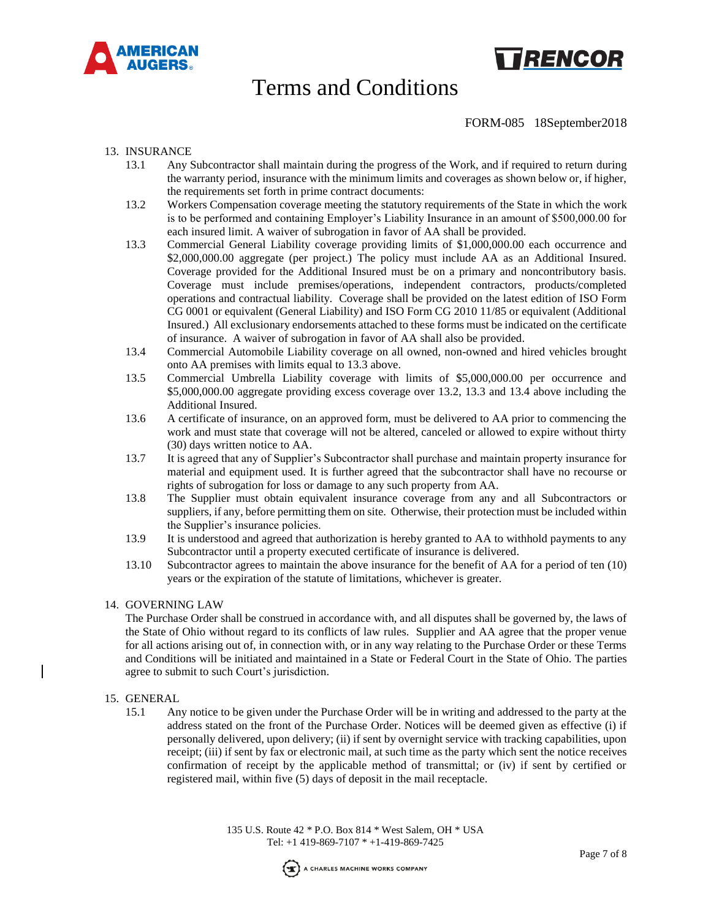13. INSURANCE

13.1 Any Subcontractor shall maintain during the progress of the Work, and if required to return during the warranty period, insurance with the minimum limits and coverages as shown below or, if higher, the requirements set forth in prime contract documents:

13.2 Workers Compensation coverage meeting the statutory requirements of the State in which the work is to be performed and containing Employer's Liability Insurance in an amount of $500,000.00 for each insured limit. A waiver of subrogation in favor of AA shall be provided.

13.3 Commercial General Liability coverage providing limits of $1,000,000.00 each occurrence and $2,000,000.00 aggregate (per project.) The policy must include AA as an Additional Insured. Coverage provided for the Additional Insured must be on a primary and noncontributory basis. Coverage must include premises/operations, independent contractors, products/completed operations and contractual liability. Coverage shall be provided on the latest edition of ISO Form CG 0001 or equivalent (General Liability) and ISO Form CG 2010 11/85 or equivalent (Additional Insured.) All exclusionary endorsements attached to these forms must be indicated on the certificate of insurance. A waiver of subrogation in favor of AA shall also be provided.

13.4 Commercial Automobile Liability coverage on all owned, non-owned and hired vehicles brought onto AA premises with limits equal to 13.3 above.

13.5 Commercial Umbrella Liability coverage with limits of $5,000,000.00 per occurrence and $5,000,000.00 aggregate providing excess coverage over 13.2, 13.3 and 13.4 above including the Additional Insured.

13.6 A certificate of insurance, on an approved form, must be delivered to AA prior to commencing the work and must state that coverage will not be altered, canceled or allowed to expire without thirty (30) days written notice to AA.

13.7 It is agreed that any of Supplier's Subcontractor shall purchase and maintain property insurance for material and equipment used. It is further agreed that the subcontractor shall have no recourse or rights of subrogation for loss or damage to any such property from AA.

13.8 The Supplier must obtain equivalent insurance coverage from any and all Subcontractors or suppliers, if any, before permitting them on site. Otherwise, their protection must be included within the Supplier's insurance policies.

13.9 It is understood and agreed that authorization is hereby granted to AA to withhold payments to any Subcontractor until a property executed certificate of insurance is delivered.

13.10 Subcontractor agrees to maintain the above insurance for the benefit of AA for a period of ten (10) years or the expiration of the statute of limitations, whichever is greater.

14. GOVERNING LAW

The Purchase Order shall be construed in accordance with, and all disputes shall be governed by, the laws of the State of Ohio without regard to its conflicts of law rules. Supplier and AA agree that the proper venue for all actions arising out of, in connection with, or in any way relating to the Purchase Order or these Terms and Conditions will be initiated and maintained in a State or Federal Court in the State of Ohio. The parties agree to submit to such Court's jurisdiction.

15. GENERAL

15.1 Any notice to be given under the Purchase Order will be in writing and addressed to the party at the address stated on the front of the Purchase Order. Notices will be deemed given as effective (i) if personally delivered, upon delivery; (ii) if sent by overnight service with tracking capabilities, upon receipt; (iii) if sent by fax or electronic mail, at such time as the party which sent the notice receives confirmation of receipt by the applicable method of transmittal; or (iv) if sent by certified or registered mail, within five (5) days of deposit in the mail receptacle.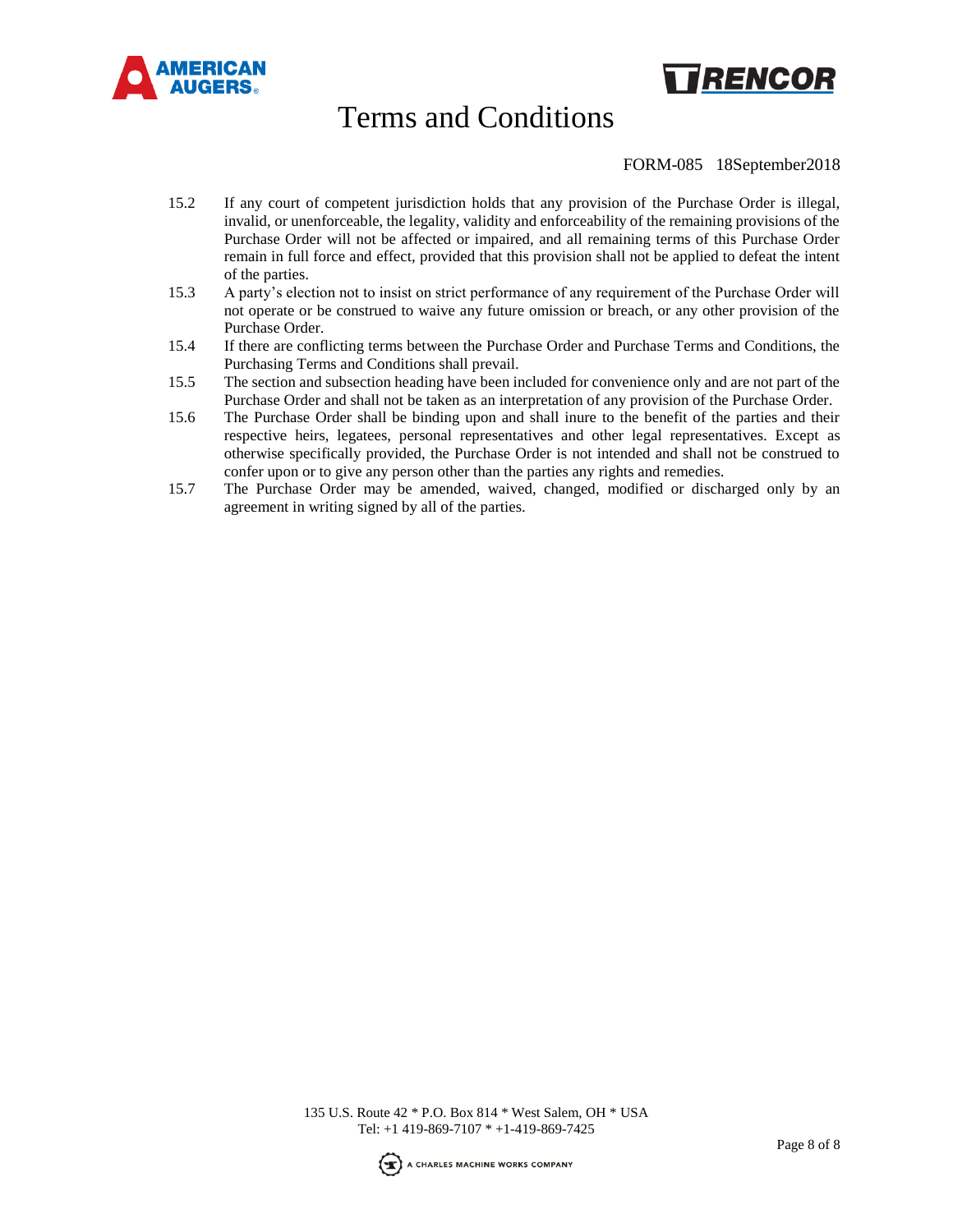15.2 If any court of competent jurisdiction holds that any provision of the Purchase Order is illegal, invalid, or unenforceable, the legality, validity and enforceability of the remaining provisions of the Purchase Order will not be affected or impaired, and all remaining terms of this Purchase Order remain in full force and effect, provided that this provision shall not be applied to defeat the intent of the parties.

15.3 A party's election not to insist on strict performance of any requirement of the Purchase Order will not operate or be construed to waive any future omission or breach, or any other provision of the Purchase Order.

15.4 If there are conflicting terms between the Purchase Order and Purchase Terms and Conditions, the Purchasing Terms and Conditions shall prevail.

15.5 The section and subsection heading have been included for convenience only and are not part of the Purchase Order and shall not be taken as an interpretation of any provision of the Purchase Order.

15.6 The Purchase Order shall be binding upon and shall inure to the benefit of the parties and their respective heirs, legatees, personal representatives and other legal representatives. Except as otherwise specifically provided, the Purchase Order is not intended and shall not be construed to confer upon or to give any person other than the parties any rights and remedies.

15.7 The Purchase Order may be amended, waived, changed, modified or discharged only by an agreement in writing signed by all of the parties.